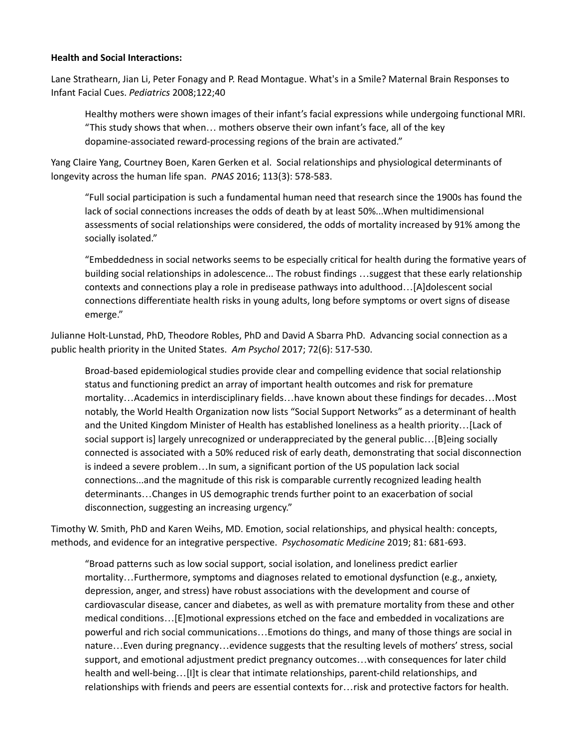**Health and Social Interactions:**

Lane Strathearn, Jian Li, Peter Fonagy and P. Read Montague. What's in a Smile? Maternal Brain Responses to Infant Facial Cues. *Pediatrics* 2008;122;40

> Healthy mothers were shown images of their infant's facial expressions while undergoing functional MRI. "This study shows that when… mothers observe their own infant's face, all of the key dopamine-associated reward-processing regions of the brain are activated."

Yang Claire Yang, Courtney Boen, Karen Gerken et al. Social relationships and physiological determinants of longevity across the human life span. *PNAS* 2016; 113(3): 578-583.

> "Full social participation is such a fundamental human need that research since the 1900s has found the lack of social connections increases the odds of death by at least 50%...When multidimensional assessments of social relationships were considered, the odds of mortality increased by 91% among the socially isolated."
>
> "Embeddedness in social networks seems to be especially critical for health during the formative years of building social relationships in adolescence... The robust findings …suggest that these early relationship contexts and connections play a role in predisease pathways into adulthood…[A]dolescent social connections differentiate health risks in young adults, long before symptoms or overt signs of disease emerge."

Julianne Holt-Lunstad, PhD, Theodore Robles, PhD and David A Sbarra PhD. Advancing social connection as a public health priority in the United States. *Am Psychol* 2017; 72(6): 517-530.

> Broad-based epidemiological studies provide clear and compelling evidence that social relationship status and functioning predict an array of important health outcomes and risk for premature mortality…Academics in interdisciplinary fields…have known about these findings for decades…Most notably, the World Health Organization now lists "Social Support Networks" as a determinant of health and the United Kingdom Minister of Health has established loneliness as a health priority…[Lack of social support is] largely unrecognized or underappreciated by the general public…[B]eing socially connected is associated with a 50% reduced risk of early death, demonstrating that social disconnection is indeed a severe problem…In sum, a significant portion of the US population lack social connections...and the magnitude of this risk is comparable currently recognized leading health determinants…Changes in US demographic trends further point to an exacerbation of social disconnection, suggesting an increasing urgency."

Timothy W. Smith, PhD and Karen Weihs, MD. Emotion, social relationships, and physical health: concepts, methods, and evidence for an integrative perspective. *Psychosomatic Medicine* 2019; 81: 681-693.

> "Broad patterns such as low social support, social isolation, and loneliness predict earlier mortality…Furthermore, symptoms and diagnoses related to emotional dysfunction (e.g., anxiety, depression, anger, and stress) have robust associations with the development and course of cardiovascular disease, cancer and diabetes, as well as with premature mortality from these and other medical conditions…[E]motional expressions etched on the face and embedded in vocalizations are powerful and rich social communications…Emotions do things, and many of those things are social in nature…Even during pregnancy…evidence suggests that the resulting levels of mothers' stress, social support, and emotional adjustment predict pregnancy outcomes…with consequences for later child health and well-being…[I]t is clear that intimate relationships, parent-child relationships, and relationships with friends and peers are essential contexts for…risk and protective factors for health.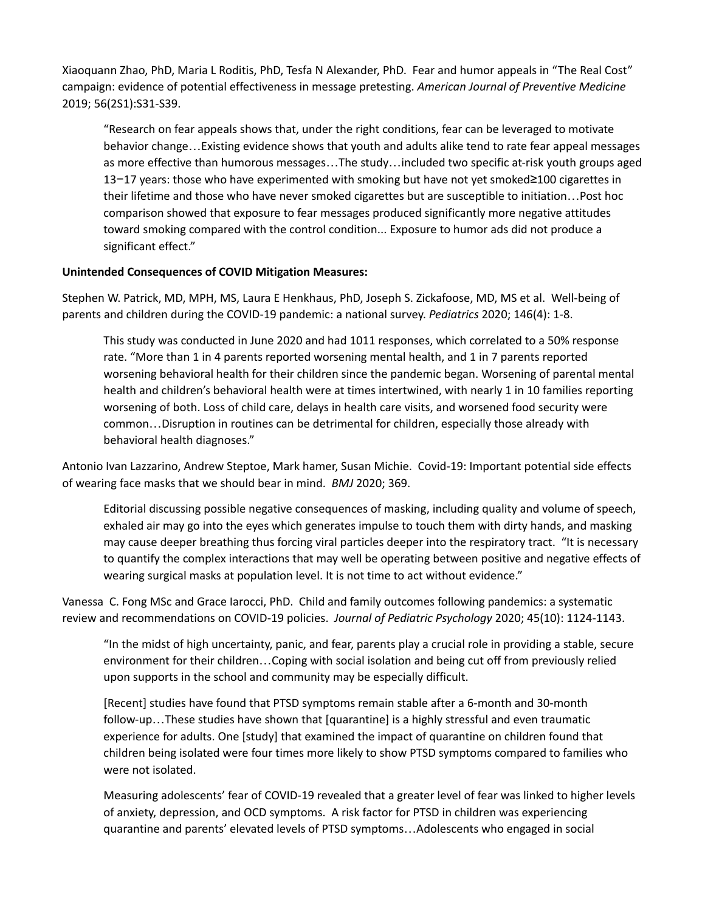Xiaoquann Zhao, PhD, Maria L Roditis, PhD, Tesfa N Alexander, PhD. Fear and humor appeals in "The Real Cost" campaign: evidence of potential effectiveness in message pretesting. *American Journal of Preventive Medicine* 2019; 56(2S1):S31-S39.

> "Research on fear appeals shows that, under the right conditions, fear can be leveraged to motivate behavior change…Existing evidence shows that youth and adults alike tend to rate fear appeal messages as more effective than humorous messages…The study…included two specific at-risk youth groups aged 13−17 years: those who have experimented with smoking but have not yet smoked≥100 cigarettes in their lifetime and those who have never smoked cigarettes but are susceptible to initiation…Post hoc comparison showed that exposure to fear messages produced significantly more negative attitudes toward smoking compared with the control condition... Exposure to humor ads did not produce a significant effect."

**Unintended Consequences of COVID Mitigation Measures:**

Stephen W. Patrick, MD, MPH, MS, Laura E Henkhaus, PhD, Joseph S. Zickafoose, MD, MS et al. Well-being of parents and children during the COVID-19 pandemic: a national survey. *Pediatrics* 2020; 146(4): 1-8.

> This study was conducted in June 2020 and had 1011 responses, which correlated to a 50% response rate. "More than 1 in 4 parents reported worsening mental health, and 1 in 7 parents reported worsening behavioral health for their children since the pandemic began. Worsening of parental mental health and children's behavioral health were at times intertwined, with nearly 1 in 10 families reporting worsening of both. Loss of child care, delays in health care visits, and worsened food security were common…Disruption in routines can be detrimental for children, especially those already with behavioral health diagnoses."

Antonio Ivan Lazzarino, Andrew Steptoe, Mark hamer, Susan Michie. Covid-19: Important potential side effects of wearing face masks that we should bear in mind. *BMJ* 2020; 369.

> Editorial discussing possible negative consequences of masking, including quality and volume of speech, exhaled air may go into the eyes which generates impulse to touch them with dirty hands, and masking may cause deeper breathing thus forcing viral particles deeper into the respiratory tract. "It is necessary to quantify the complex interactions that may well be operating between positive and negative effects of wearing surgical masks at population level. It is not time to act without evidence."

Vanessa C. Fong MSc and Grace Iarocci, PhD. Child and family outcomes following pandemics: a systematic review and recommendations on COVID-19 policies. *Journal of Pediatric Psychology* 2020; 45(10): 1124-1143.

> "In the midst of high uncertainty, panic, and fear, parents play a crucial role in providing a stable, secure environment for their children…Coping with social isolation and being cut off from previously relied upon supports in the school and community may be especially difficult.
>
> [Recent] studies have found that PTSD symptoms remain stable after a 6-month and 30-month follow-up…These studies have shown that [quarantine] is a highly stressful and even traumatic experience for adults. One [study] that examined the impact of quarantine on children found that children being isolated were four times more likely to show PTSD symptoms compared to families who were not isolated.
>
> Measuring adolescents' fear of COVID-19 revealed that a greater level of fear was linked to higher levels of anxiety, depression, and OCD symptoms. A risk factor for PTSD in children was experiencing quarantine and parents' elevated levels of PTSD symptoms…Adolescents who engaged in social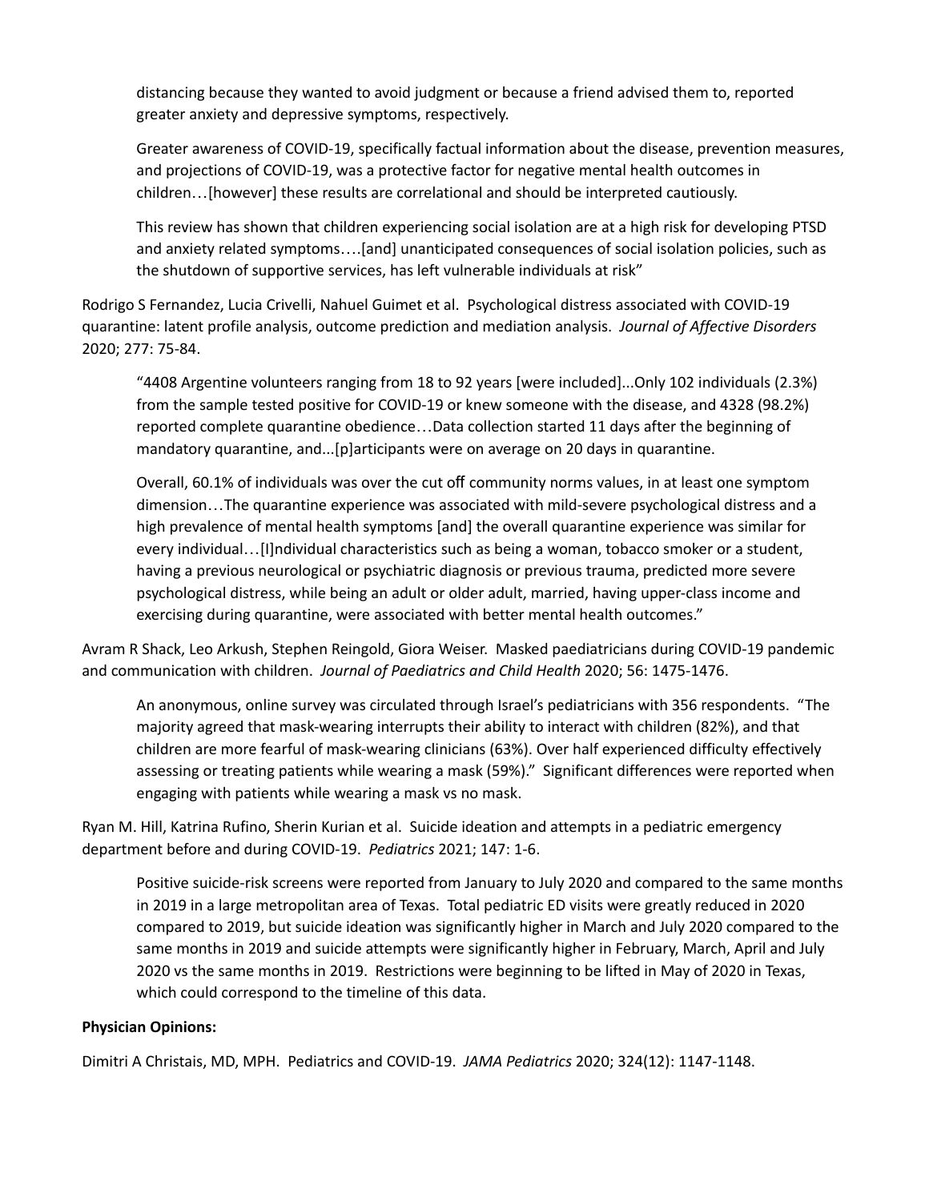> distancing because they wanted to avoid judgment or because a friend advised them to, reported greater anxiety and depressive symptoms, respectively.
>
> Greater awareness of COVID-19, specifically factual information about the disease, prevention measures, and projections of COVID-19, was a protective factor for negative mental health outcomes in children…[however] these results are correlational and should be interpreted cautiously.
>
> This review has shown that children experiencing social isolation are at a high risk for developing PTSD and anxiety related symptoms….[and] unanticipated consequences of social isolation policies, such as the shutdown of supportive services, has left vulnerable individuals at risk"

Rodrigo S Fernandez, Lucia Crivelli, Nahuel Guimet et al. Psychological distress associated with COVID-19 quarantine: latent profile analysis, outcome prediction and mediation analysis. *Journal of Affective Disorders* 2020; 277: 75-84.

> "4408 Argentine volunteers ranging from 18 to 92 years [were included]...Only 102 individuals (2.3%) from the sample tested positive for COVID-19 or knew someone with the disease, and 4328 (98.2%) reported complete quarantine obedience…Data collection started 11 days after the beginning of mandatory quarantine, and...[p]articipants were on average on 20 days in quarantine.
>
> Overall, 60.1% of individuals was over the cut off community norms values, in at least one symptom dimension…The quarantine experience was associated with mild-severe psychological distress and a high prevalence of mental health symptoms [and] the overall quarantine experience was similar for every individual…[I]ndividual characteristics such as being a woman, tobacco smoker or a student, having a previous neurological or psychiatric diagnosis or previous trauma, predicted more severe psychological distress, while being an adult or older adult, married, having upper-class income and exercising during quarantine, were associated with better mental health outcomes."

Avram R Shack, Leo Arkush, Stephen Reingold, Giora Weiser. Masked paediatricians during COVID-19 pandemic and communication with children. *Journal of Paediatrics and Child Health* 2020; 56: 1475-1476.

> An anonymous, online survey was circulated through Israel's pediatricians with 356 respondents. "The majority agreed that mask-wearing interrupts their ability to interact with children (82%), and that children are more fearful of mask-wearing clinicians (63%). Over half experienced difficulty effectively assessing or treating patients while wearing a mask (59%)." Significant differences were reported when engaging with patients while wearing a mask vs no mask.

Ryan M. Hill, Katrina Rufino, Sherin Kurian et al. Suicide ideation and attempts in a pediatric emergency department before and during COVID-19. *Pediatrics* 2021; 147: 1-6.

> Positive suicide-risk screens were reported from January to July 2020 and compared to the same months in 2019 in a large metropolitan area of Texas. Total pediatric ED visits were greatly reduced in 2020 compared to 2019, but suicide ideation was significantly higher in March and July 2020 compared to the same months in 2019 and suicide attempts were significantly higher in February, March, April and July 2020 vs the same months in 2019. Restrictions were beginning to be lifted in May of 2020 in Texas, which could correspond to the timeline of this data.

**Physician Opinions:**

Dimitri A Christais, MD, MPH. Pediatrics and COVID-19. *JAMA Pediatrics* 2020; 324(12): 1147-1148.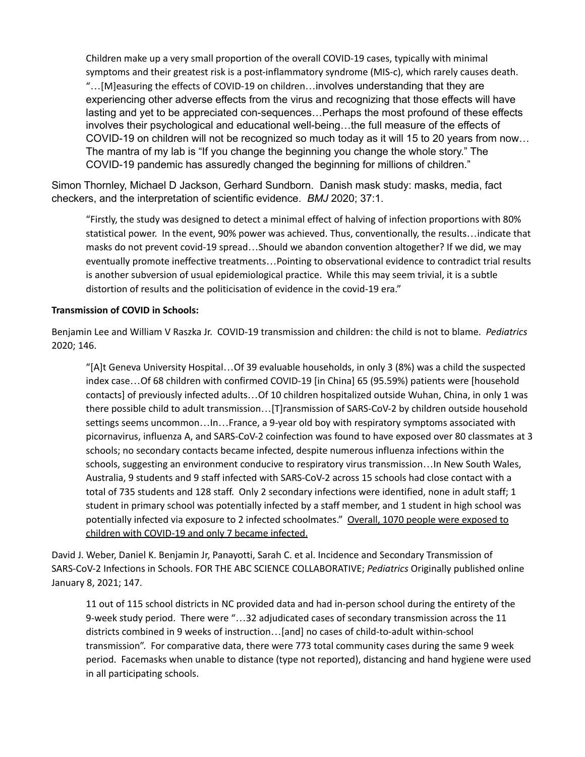> Children make up a very small proportion of the overall COVID-19 cases, typically with minimal symptoms and their greatest risk is a post-inflammatory syndrome (MIS-c), which rarely causes death. "…[M]easuring the effects of COVID-19 on children…involves understanding that they are experiencing other adverse effects from the virus and recognizing that those effects will have lasting and yet to be appreciated con-sequences…Perhaps the most profound of these effects involves their psychological and educational well-being…the full measure of the effects of COVID-19 on children will not be recognized so much today as it will 15 to 20 years from now… The mantra of my lab is "If you change the beginning you change the whole story." The COVID-19 pandemic has assuredly changed the beginning for millions of children."

Simon Thornley, Michael D Jackson, Gerhard Sundborn. Danish mask study: masks, media, fact checkers, and the interpretation of scientific evidence. *BMJ* 2020; 37:1.

> "Firstly, the study was designed to detect a minimal effect of halving of infection proportions with 80% statistical power. In the event, 90% power was achieved. Thus, conventionally, the results…indicate that masks do not prevent covid-19 spread…Should we abandon convention altogether? If we did, we may eventually promote ineffective treatments…Pointing to observational evidence to contradict trial results is another subversion of usual epidemiological practice. While this may seem trivial, it is a subtle distortion of results and the politicisation of evidence in the covid-19 era."

**Transmission of COVID in Schools:**

Benjamin Lee and William V Raszka Jr. COVID-19 transmission and children: the child is not to blame. *Pediatrics* 2020; 146.

> "[A]t Geneva University Hospital…Of 39 evaluable households, in only 3 (8%) was a child the suspected index case…Of 68 children with confirmed COVID-19 [in China] 65 (95.59%) patients were [household contacts] of previously infected adults…Of 10 children hospitalized outside Wuhan, China, in only 1 was there possible child to adult transmission…[T]ransmission of SARS-CoV-2 by children outside household settings seems uncommon…In…France, a 9-year old boy with respiratory symptoms associated with picornavirus, influenza A, and SARS-CoV-2 coinfection was found to have exposed over 80 classmates at 3 schools; no secondary contacts became infected, despite numerous influenza infections within the schools, suggesting an environment conducive to respiratory virus transmission…In New South Wales, Australia, 9 students and 9 staff infected with SARS-CoV-2 across 15 schools had close contact with a total of 735 students and 128 staff. Only 2 secondary infections were identified, none in adult staff; 1 student in primary school was potentially infected by a staff member, and 1 student in high school was potentially infected via exposure to 2 infected schoolmates." <u>Overall, 1070 people were exposed to children with COVID-19 and only 7 became infected.</u>

David J. Weber, Daniel K. Benjamin Jr, Panayotti, Sarah C. et al. Incidence and Secondary Transmission of SARS-CoV-2 Infections in Schools. FOR THE ABC SCIENCE COLLABORATIVE; *Pediatrics* Originally published online January 8, 2021; 147.

> 11 out of 115 school districts in NC provided data and had in-person school during the entirety of the 9-week study period. There were "…32 adjudicated cases of secondary transmission across the 11 districts combined in 9 weeks of instruction…[and] no cases of child-to-adult within-school transmission". For comparative data, there were 773 total community cases during the same 9 week period. Facemasks when unable to distance (type not reported), distancing and hand hygiene were used in all participating schools.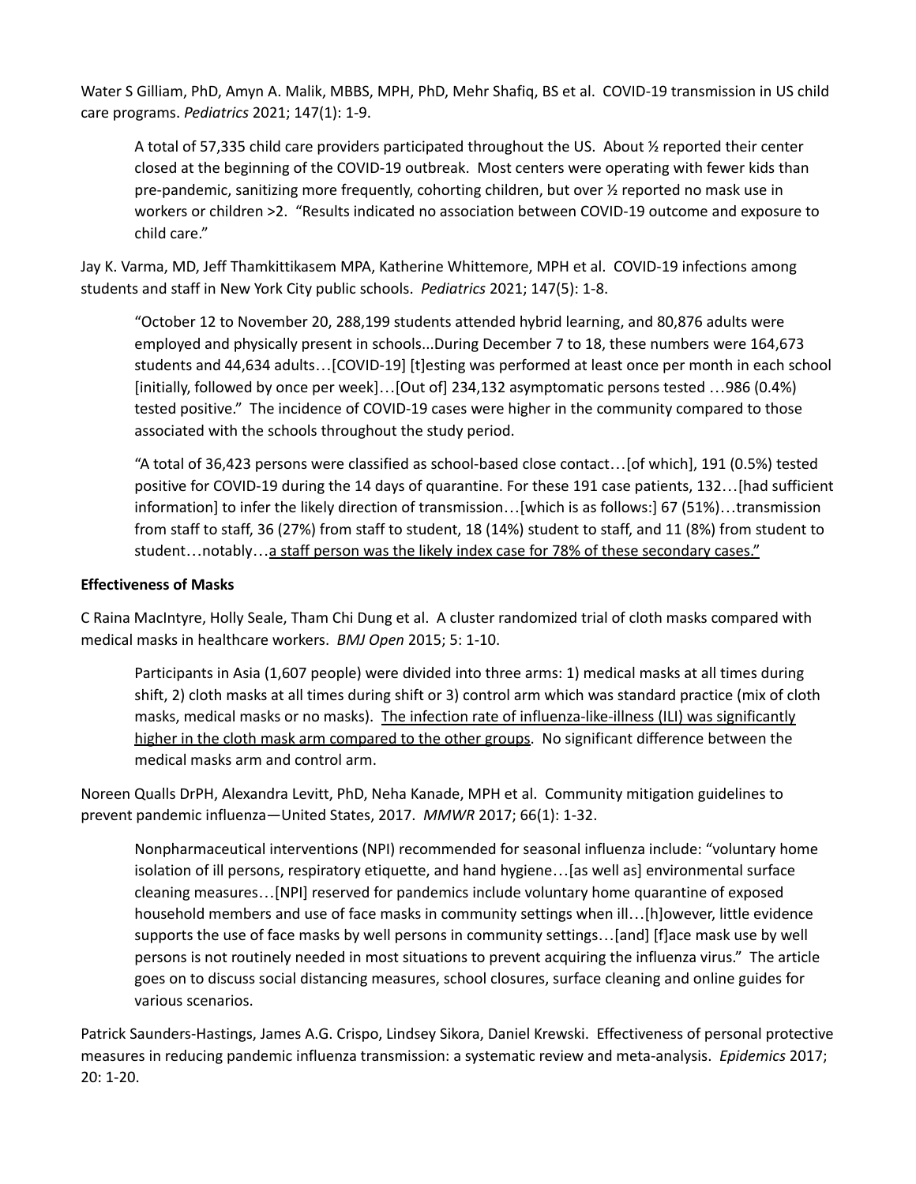Water S Gilliam, PhD, Amyn A. Malik, MBBS, MPH, PhD, Mehr Shafiq, BS et al. COVID-19 transmission in US child care programs. *Pediatrics* 2021; 147(1): 1-9.

> A total of 57,335 child care providers participated throughout the US. About ½ reported their center closed at the beginning of the COVID-19 outbreak. Most centers were operating with fewer kids than pre-pandemic, sanitizing more frequently, cohorting children, but over ½ reported no mask use in workers or children >2. "Results indicated no association between COVID-19 outcome and exposure to child care."

Jay K. Varma, MD, Jeff Thamkittikasem MPA, Katherine Whittemore, MPH et al. COVID-19 infections among students and staff in New York City public schools. *Pediatrics* 2021; 147(5): 1-8.

> "October 12 to November 20, 288,199 students attended hybrid learning, and 80,876 adults were employed and physically present in schools...During December 7 to 18, these numbers were 164,673 students and 44,634 adults…[COVID-19] [t]esting was performed at least once per month in each school [initially, followed by once per week]…[Out of] 234,132 asymptomatic persons tested …986 (0.4%) tested positive." The incidence of COVID-19 cases were higher in the community compared to those associated with the schools throughout the study period.
>
> "A total of 36,423 persons were classified as school-based close contact…[of which], 191 (0.5%) tested positive for COVID-19 during the 14 days of quarantine. For these 191 case patients, 132…[had sufficient information] to infer the likely direction of transmission…[which is as follows:] 67 (51%)…transmission from staff to staff, 36 (27%) from staff to student, 18 (14%) student to staff, and 11 (8%) from student to student…notably…<u>a staff person was the likely index case for 78% of these secondary cases."</u>

**Effectiveness of Masks**

C Raina MacIntyre, Holly Seale, Tham Chi Dung et al. A cluster randomized trial of cloth masks compared with medical masks in healthcare workers. *BMJ Open* 2015; 5: 1-10.

> Participants in Asia (1,607 people) were divided into three arms: 1) medical masks at all times during shift, 2) cloth masks at all times during shift or 3) control arm which was standard practice (mix of cloth masks, medical masks or no masks). <u>The infection rate of influenza-like-illness (ILI) was significantly higher in the cloth mask arm compared to the other groups</u>. No significant difference between the medical masks arm and control arm.

Noreen Qualls DrPH, Alexandra Levitt, PhD, Neha Kanade, MPH et al. Community mitigation guidelines to prevent pandemic influenza—United States, 2017. *MMWR* 2017; 66(1): 1-32.

> Nonpharmaceutical interventions (NPI) recommended for seasonal influenza include: "voluntary home isolation of ill persons, respiratory etiquette, and hand hygiene…[as well as] environmental surface cleaning measures…[NPI] reserved for pandemics include voluntary home quarantine of exposed household members and use of face masks in community settings when ill…[h]owever, little evidence supports the use of face masks by well persons in community settings…[and] [f]ace mask use by well persons is not routinely needed in most situations to prevent acquiring the influenza virus." The article goes on to discuss social distancing measures, school closures, surface cleaning and online guides for various scenarios.

Patrick Saunders-Hastings, James A.G. Crispo, Lindsey Sikora, Daniel Krewski. Effectiveness of personal protective measures in reducing pandemic influenza transmission: a systematic review and meta-analysis. *Epidemics* 2017; 20: 1-20.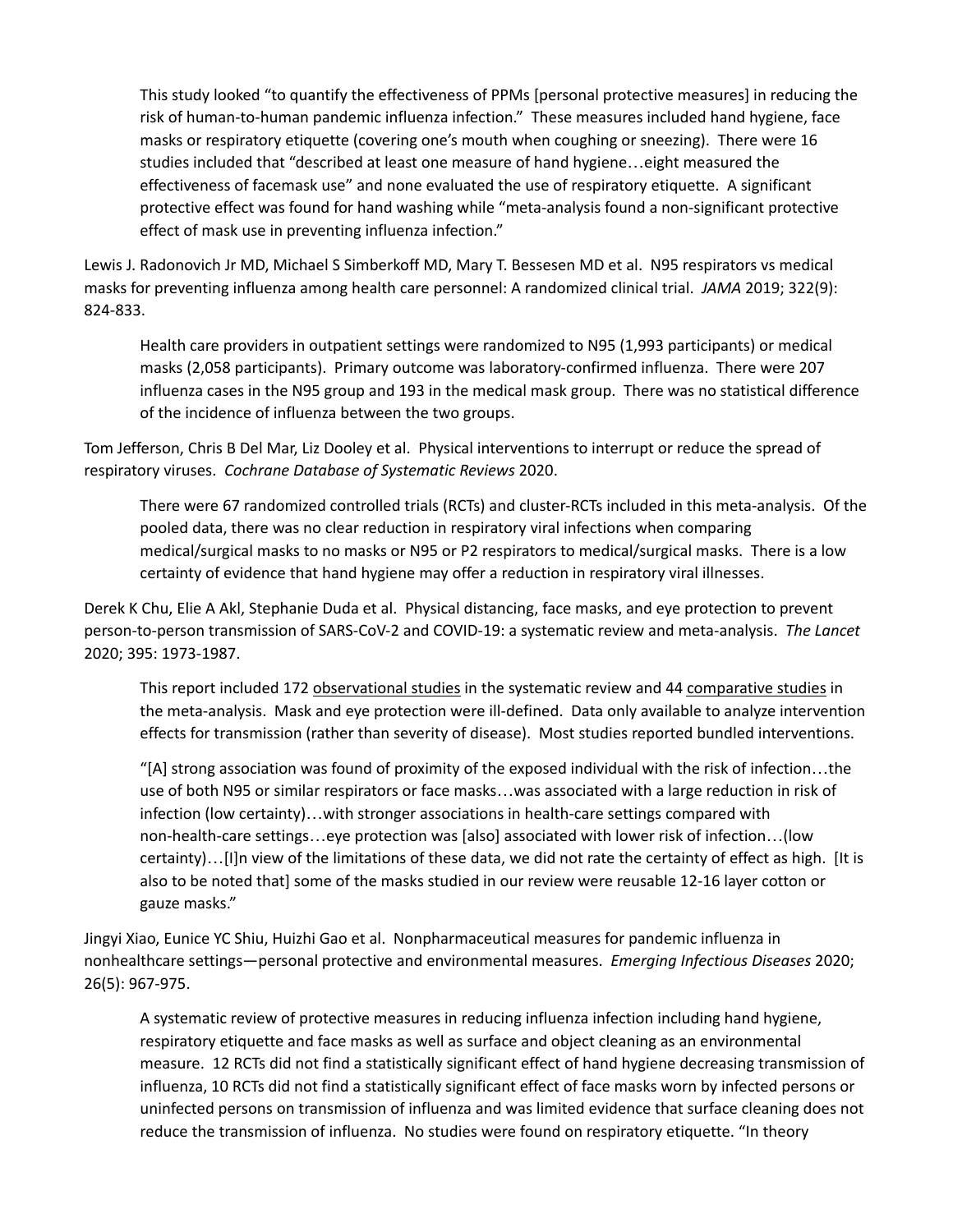This study looked "to quantify the effectiveness of PPMs [personal protective measures] in reducing the risk of human-to-human pandemic influenza infection." These measures included hand hygiene, face masks or respiratory etiquette (covering one's mouth when coughing or sneezing). There were 16 studies included that "described at least one measure of hand hygiene…eight measured the effectiveness of facemask use" and none evaluated the use of respiratory etiquette. A significant protective effect was found for hand washing while "meta-analysis found a non-significant protective effect of mask use in preventing influenza infection."

Lewis J. Radonovich Jr MD, Michael S Simberkoff MD, Mary T. Bessesen MD et al. N95 respirators vs medical masks for preventing influenza among health care personnel: A randomized clinical trial. *JAMA* 2019; 322(9): 824-833.

Health care providers in outpatient settings were randomized to N95 (1,993 participants) or medical masks (2,058 participants). Primary outcome was laboratory-confirmed influenza. There were 207 influenza cases in the N95 group and 193 in the medical mask group. There was no statistical difference of the incidence of influenza between the two groups.

Tom Jefferson, Chris B Del Mar, Liz Dooley et al. Physical interventions to interrupt or reduce the spread of respiratory viruses. *Cochrane Database of Systematic Reviews* 2020.

There were 67 randomized controlled trials (RCTs) and cluster-RCTs included in this meta-analysis. Of the pooled data, there was no clear reduction in respiratory viral infections when comparing medical/surgical masks to no masks or N95 or P2 respirators to medical/surgical masks. There is a low certainty of evidence that hand hygiene may offer a reduction in respiratory viral illnesses.

Derek K Chu, Elie A Akl, Stephanie Duda et al. Physical distancing, face masks, and eye protection to prevent person-to-person transmission of SARS-CoV-2 and COVID-19: a systematic review and meta-analysis. *The Lancet* 2020; 395: 1973-1987.

This report included 172 <u>observational studies</u> in the systematic review and 44 <u>comparative studies</u> in the meta-analysis. Mask and eye protection were ill-defined. Data only available to analyze intervention effects for transmission (rather than severity of disease). Most studies reported bundled interventions.

"[A] strong association was found of proximity of the exposed individual with the risk of infection…the use of both N95 or similar respirators or face masks…was associated with a large reduction in risk of infection (low certainty)…with stronger associations in health-care settings compared with non-health-care settings…eye protection was [also] associated with lower risk of infection…(low certainty)…[I]n view of the limitations of these data, we did not rate the certainty of effect as high. [It is also to be noted that] some of the masks studied in our review were reusable 12-16 layer cotton or gauze masks."

Jingyi Xiao, Eunice YC Shiu, Huizhi Gao et al. Nonpharmaceutical measures for pandemic influenza in nonhealthcare settings—personal protective and environmental measures. *Emerging Infectious Diseases* 2020; 26(5): 967-975.

A systematic review of protective measures in reducing influenza infection including hand hygiene, respiratory etiquette and face masks as well as surface and object cleaning as an environmental measure. 12 RCTs did not find a statistically significant effect of hand hygiene decreasing transmission of influenza, 10 RCTs did not find a statistically significant effect of face masks worn by infected persons or uninfected persons on transmission of influenza and was limited evidence that surface cleaning does not reduce the transmission of influenza. No studies were found on respiratory etiquette. "In theory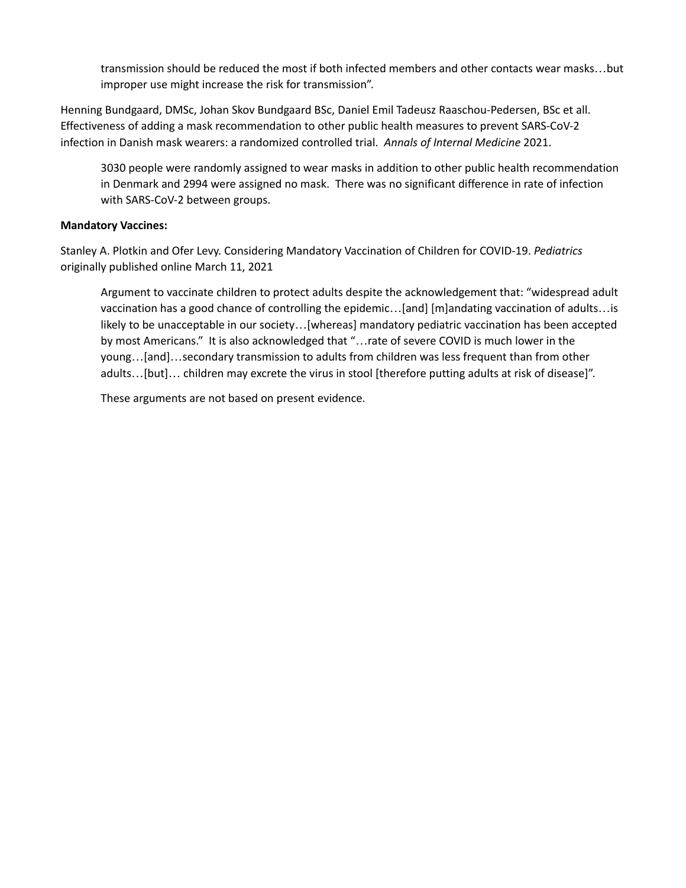transmission should be reduced the most if both infected members and other contacts wear masks…but improper use might increase the risk for transmission".

Henning Bundgaard, DMSc, Johan Skov Bundgaard BSc, Daniel Emil Tadeusz Raaschou-Pedersen, BSc et all. Effectiveness of adding a mask recommendation to other public health measures to prevent SARS-CoV-2 infection in Danish mask wearers: a randomized controlled trial. *Annals of Internal Medicine* 2021.

3030 people were randomly assigned to wear masks in addition to other public health recommendation in Denmark and 2994 were assigned no mask. There was no significant difference in rate of infection with SARS-CoV-2 between groups.

**Mandatory Vaccines:**

Stanley A. Plotkin and Ofer Levy. Considering Mandatory Vaccination of Children for COVID-19. *Pediatrics* originally published online March 11, 2021

Argument to vaccinate children to protect adults despite the acknowledgement that: "widespread adult vaccination has a good chance of controlling the epidemic…[and] [m]andating vaccination of adults…is likely to be unacceptable in our society…[whereas] mandatory pediatric vaccination has been accepted by most Americans." It is also acknowledged that "…rate of severe COVID is much lower in the young…[and]…secondary transmission to adults from children was less frequent than from other adults…[but]… children may excrete the virus in stool [therefore putting adults at risk of disease]".

These arguments are not based on present evidence.